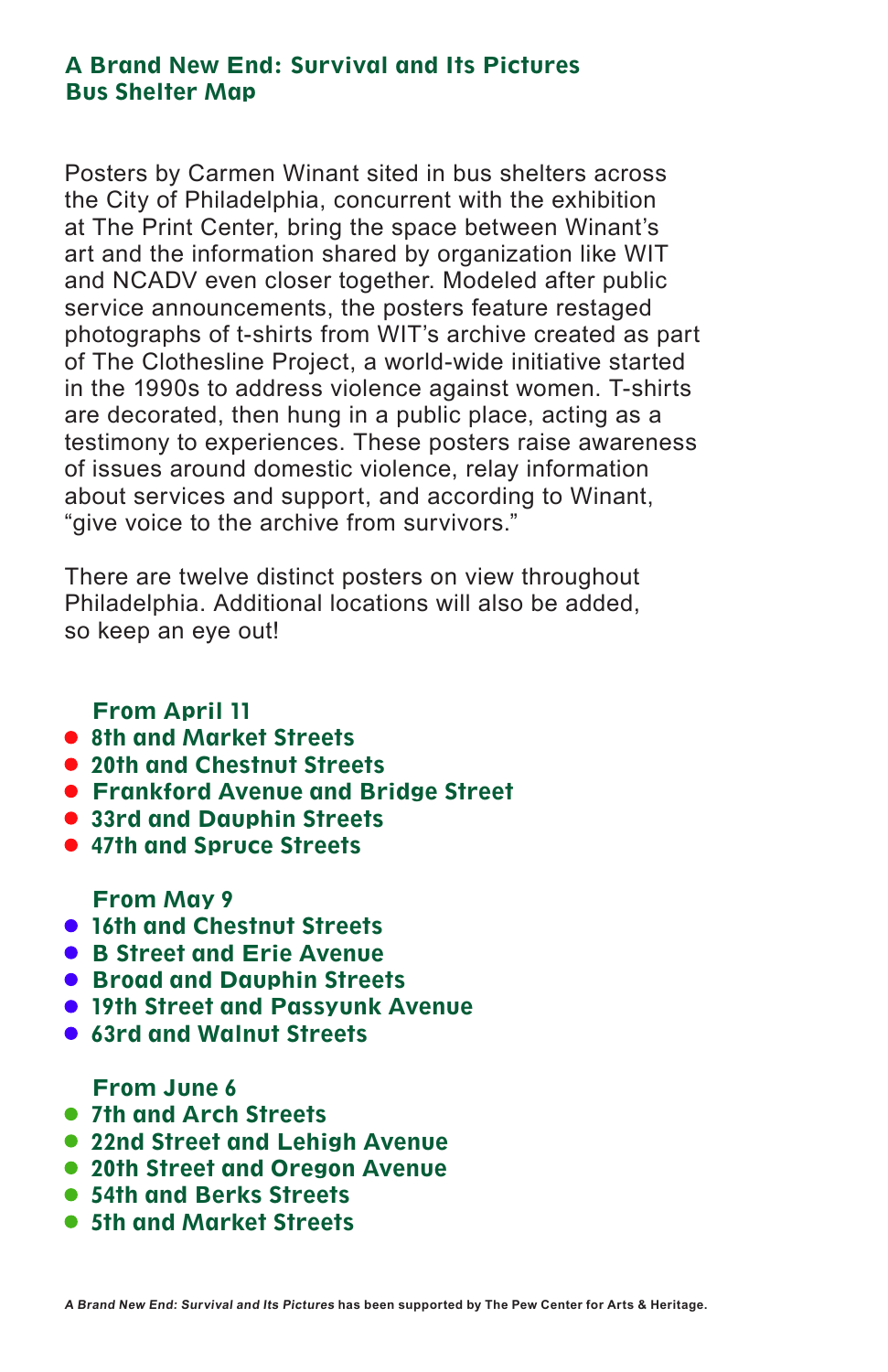## A Brand New End: Survival and Its Pictures
## Bus Shelter Map

Posters by Carmen Winant sited in bus shelters across the City of Philadelphia, concurrent with the exhibition at The Print Center, bring the space between Winant's art and the information shared by organization like WIT and NCADV even closer together. Modeled after public service announcements, the posters feature restaged photographs of t-shirts from WIT's archive created as part of The Clothesline Project, a world-wide initiative started in the 1990s to address violence against women. T-shirts are decorated, then hung in a public place, acting as a testimony to experiences. These posters raise awareness of issues around domestic violence, relay information about services and support, and according to Winant, "give voice to the archive from survivors."

There are twelve distinct posters on view throughout Philadelphia. Additional locations will also be added, so keep an eye out!

### From April 11

- 8th and Market Streets
- 20th and Chestnut Streets
- Frankford Avenue and Bridge Street
- 33rd and Dauphin Streets
- 47th and Spruce Streets

### From May 9

- 16th and Chestnut Streets
- B Street and Erie Avenue
- Broad and Dauphin Streets
- 19th Street and Passyunk Avenue
- 63rd and Walnut Streets

### From June 6

- 7th and Arch Streets
- 22nd Street and Lehigh Avenue
- 20th Street and Oregon Avenue
- 54th and Berks Streets
- 5th and Market Streets

***A Brand New End: Survival and Its Pictures*** **has been supported by The Pew Center for Arts & Heritage.**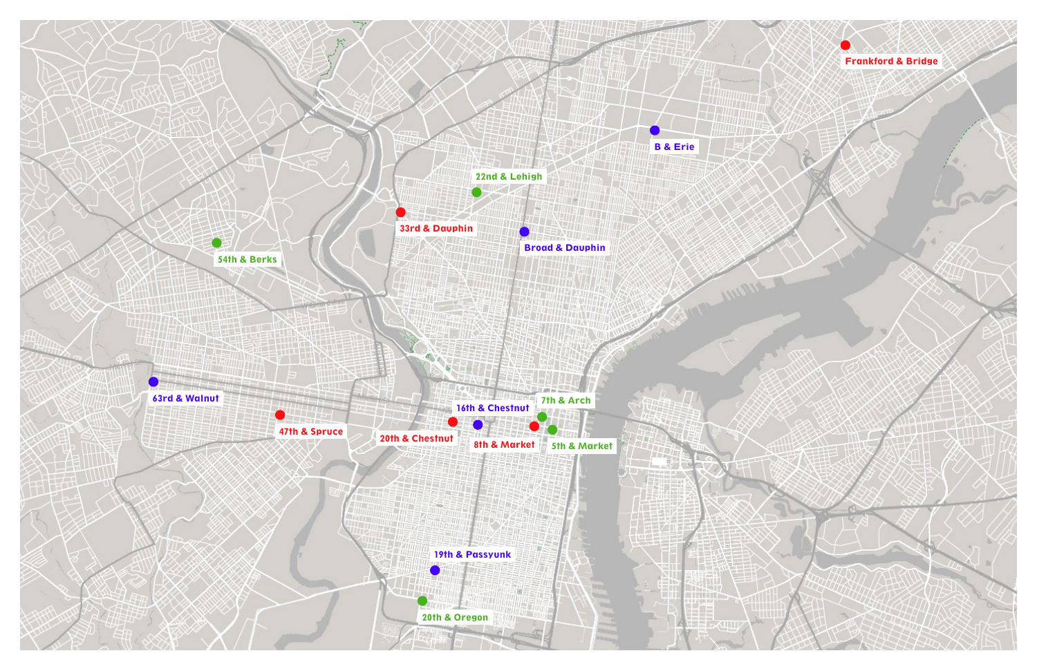Frankford & Bridge

B & Erie

22nd & Lehigh

33rd & Dauphin

Broad & Dauphin

54th & Berks

63rd & Walnut

47th & Spruce

16th & Chestnut

7th & Arch

20th & Chestnut

8th & Market

5th & Market

19th & Passyunk

20th & Oregon